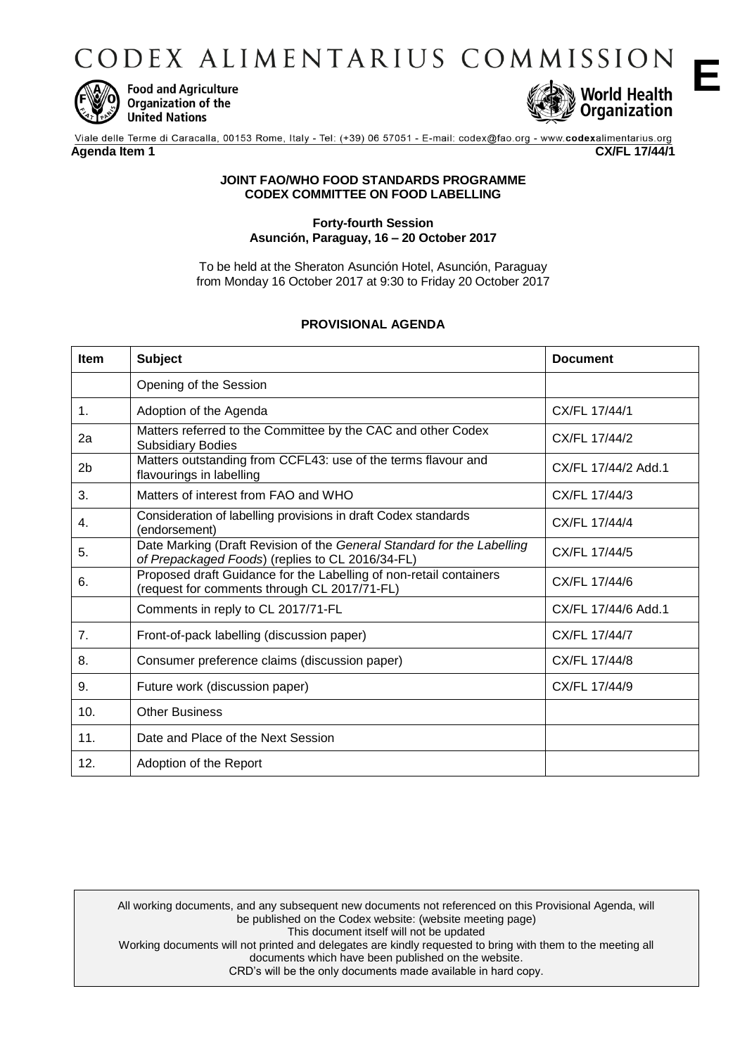# CODEX ALIMENTARIUS COMMISSION

**E**

Food and Agriculture Organization of the United Nations

World Health Organization

Viale delle Terme di Caracalla, 00153 Rome, Italy - Tel: (+39) 06 57051 - E-mail: codex@fao.org - www.codexalimentarius.org

**Agenda Item 1** **CX/FL 17/44/1**

**JOINT FAO/WHO FOOD STANDARDS PROGRAMME**
**CODEX COMMITTEE ON FOOD LABELLING**

**Forty-fourth Session**
**Asunción, Paraguay, 16 – 20 October 2017**

To be held at the Sheraton Asunción Hotel, Asunción, Paraguay from Monday 16 October 2017 at 9:30 to Friday 20 October 2017

## PROVISIONAL AGENDA

| Item | Subject | Document |
|---|---|---|
| | Opening of the Session | |
| 1. | Adoption of the Agenda | CX/FL 17/44/1 |
| 2a | Matters referred to the Committee by the CAC and other Codex Subsidiary Bodies | CX/FL 17/44/2 |
| 2b | Matters outstanding from CCFL43: use of the terms flavour and flavourings in labelling | CX/FL 17/44/2 Add.1 |
| 3. | Matters of interest from FAO and WHO | CX/FL 17/44/3 |
| 4. | Consideration of labelling provisions in draft Codex standards (endorsement) | CX/FL 17/44/4 |
| 5. | Date Marking (Draft Revision of the *General Standard for the Labelling of Prepackaged Foods*) (replies to CL 2016/34-FL) | CX/FL 17/44/5 |
| 6. | Proposed draft Guidance for the Labelling of non-retail containers (request for comments through CL 2017/71-FL) | CX/FL 17/44/6 |
| | Comments in reply to CL 2017/71-FL | CX/FL 17/44/6 Add.1 |
| 7. | Front-of-pack labelling (discussion paper) | CX/FL 17/44/7 |
| 8. | Consumer preference claims (discussion paper) | CX/FL 17/44/8 |
| 9. | Future work (discussion paper) | CX/FL 17/44/9 |
| 10. | Other Business | |
| 11. | Date and Place of the Next Session | |
| 12. | Adoption of the Report | |

All working documents, and any subsequent new documents not referenced on this Provisional Agenda, will be published on the Codex website: (website meeting page)
This document itself will not be updated
Working documents will not printed and delegates are kindly requested to bring with them to the meeting all documents which have been published on the website.
CRD's will be the only documents made available in hard copy.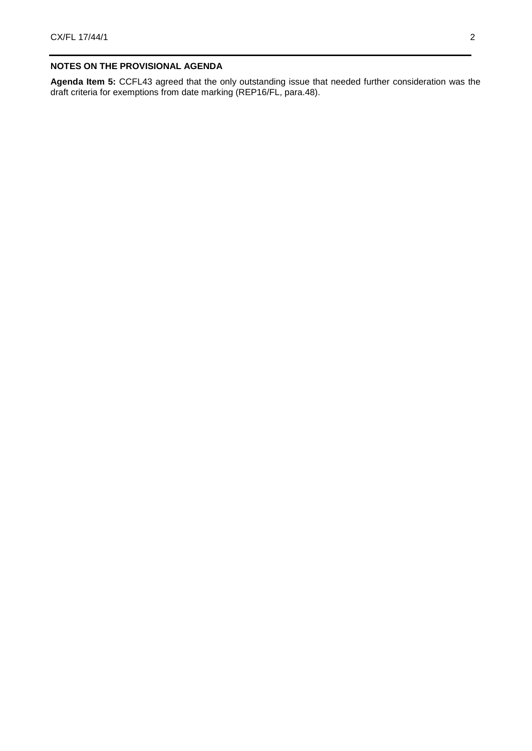**NOTES ON THE PROVISIONAL AGENDA**

**Agenda Item 5:** CCFL43 agreed that the only outstanding issue that needed further consideration was the draft criteria for exemptions from date marking (REP16/FL, para.48).